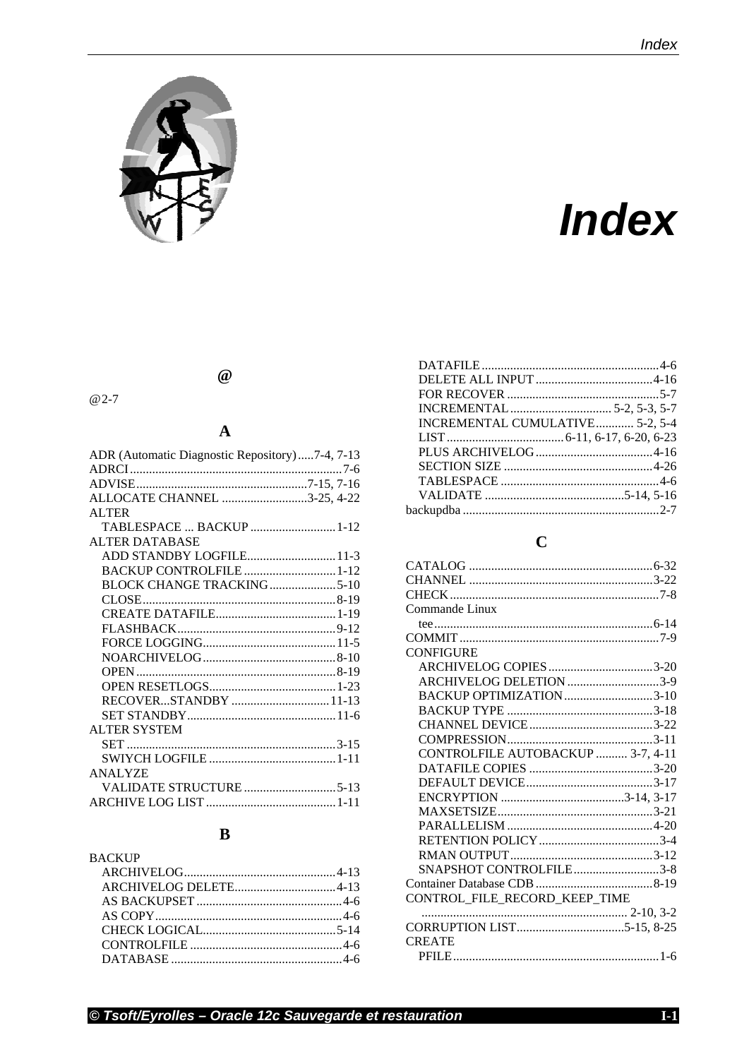# Index

## @

@2-7

## A

- ADR (Automatic Diagnostic Repository).....7-4, 7-13
- ADRCI ....7-6
- ADVISE....7-15, 7-16
- ALLOCATE CHANNEL ....3-25, 4-22
- ALTER
  - TABLESPACE ... BACKUP ....1-12
- ALTER DATABASE
  - ADD STANDBY LOGFILE....11-3
  - BACKUP CONTROLFILE ....1-12
  - BLOCK CHANGE TRACKING....5-10
  - CLOSE....8-19
  - CREATE DATAFILE....1-19
  - FLASHBACK....9-12
  - FORCE LOGGING....11-5
  - NOARCHIVELOG....8-10
  - OPEN....8-19
  - OPEN RESETLOGS....1-23
  - RECOVER...STANDBY ....11-13
  - SET STANDBY....11-6
- ALTER SYSTEM
  - SET ....3-15
  - SWIYCH LOGFILE ....1-11
- ANALYZE
  - VALIDATE STRUCTURE ....5-13
- ARCHIVE LOG LIST ....1-11

## B

- BACKUP
  - ARCHIVELOG....4-13
  - ARCHIVELOG DELETE....4-13
  - AS BACKUPSET ....4-6
  - AS COPY....4-6
  - CHECK LOGICAL....5-14
  - CONTROLFILE ....4-6
  - DATABASE ....4-6
  - DATAFILE ....4-6
  - DELETE ALL INPUT ....4-16
  - FOR RECOVER ....5-7
  - INCREMENTAL .... 5-2, 5-3, 5-7
  - INCREMENTAL CUMULATIVE.... 5-2, 5-4
  - LIST .... 6-11, 6-17, 6-20, 6-23
  - PLUS ARCHIVELOG ....4-16
  - SECTION SIZE ....4-26
  - TABLESPACE ....4-6
  - VALIDATE ....5-14, 5-16
- backupdba ....2-7

## C

- CATALOG ....6-32
- CHANNEL ....3-22
- CHECK....7-8
- Commande Linux
  - tee....6-14
- COMMIT....7-9
- CONFIGURE
  - ARCHIVELOG COPIES ....3-20
  - ARCHIVELOG DELETION ....3-9
  - BACKUP OPTIMIZATION....3-10
  - BACKUP TYPE ....3-18
  - CHANNEL DEVICE....3-22
  - COMPRESSION....3-11
  - CONTROLFILE AUTOBACKUP .... 3-7, 4-11
  - DATAFILE COPIES ....3-20
  - DEFAULT DEVICE....3-17
  - ENCRYPTION ....3-14, 3-17
  - MAXSETSIZE....3-21
  - PARALLELISM ....4-20
  - RETENTION POLICY....3-4
  - RMAN OUTPUT....3-12
  - SNAPSHOT CONTROLFILE....3-8
- Container Database CDB....8-19
- CONTROL_FILE_RECORD_KEEP_TIME
  - .... 2-10, 3-2
- CORRUPTION LIST....5-15, 8-25
- CREATE
  - PFILE....1-6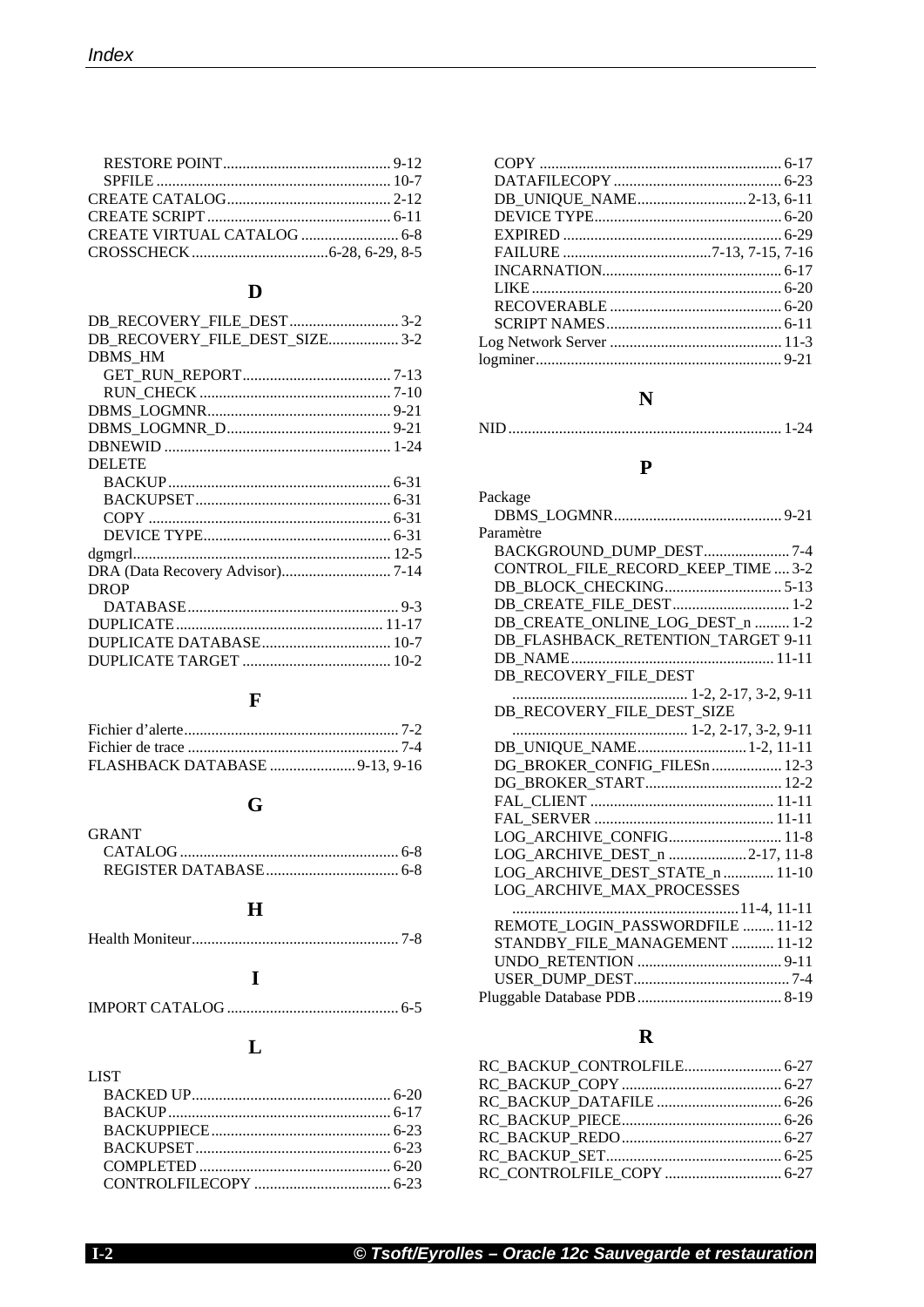- RESTORE POINT .......... 9-12
- SPFILE .......... 10-7

CREATE CATALOG .......... 2-12
CREATE SCRIPT .......... 6-11
CREATE VIRTUAL CATALOG .......... 6-8
CROSSCHECK .......... 6-28, 6-29, 8-5

## D

DB_RECOVERY_FILE_DEST .......... 3-2
DB_RECOVERY_FILE_DEST_SIZE .......... 3-2
DBMS_HM
- GET_RUN_REPORT .......... 7-13
- RUN_CHECK .......... 7-10

DBMS_LOGMNR .......... 9-21
DBMS_LOGMNR_D .......... 9-21
DBNEWID .......... 1-24
DELETE
- BACKUP .......... 6-31
- BACKUPSET .......... 6-31
- COPY .......... 6-31
- DEVICE TYPE .......... 6-31

dgmgrl .......... 12-5
DRA (Data Recovery Advisor) .......... 7-14
DROP
- DATABASE .......... 9-3

DUPLICATE .......... 11-17
DUPLICATE DATABASE .......... 10-7
DUPLICATE TARGET .......... 10-2

## F

Fichier d'alerte .......... 7-2
Fichier de trace .......... 7-4
FLASHBACK DATABASE .......... 9-13, 9-16

## G

GRANT
- CATALOG .......... 6-8
- REGISTER DATABASE .......... 6-8

## H

Health Moniteur .......... 7-8

## I

IMPORT CATALOG .......... 6-5

## L

LIST
- BACKED UP .......... 6-20
- BACKUP .......... 6-17
- BACKUPPIECE .......... 6-23
- BACKUPSET .......... 6-23
- COMPLETED .......... 6-20
- CONTROLFILECOPY .......... 6-23
- COPY .......... 6-17
- DATAFILECOPY .......... 6-23
- DB_UNIQUE_NAME .......... 2-13, 6-11
- DEVICE TYPE .......... 6-20
- EXPIRED .......... 6-29
- FAILURE .......... 7-13, 7-15, 7-16
- INCARNATION .......... 6-17
- LIKE .......... 6-20
- RECOVERABLE .......... 6-20
- SCRIPT NAMES .......... 6-11

Log Network Server .......... 11-3
logminer .......... 9-21

## N

NID .......... 1-24

## P

Package
- DBMS_LOGMNR .......... 9-21

Paramètre
- BACKGROUND_DUMP_DEST .......... 7-4
- CONTROL_FILE_RECORD_KEEP_TIME .......... 3-2
- DB_BLOCK_CHECKING .......... 5-13
- DB_CREATE_FILE_DEST .......... 1-2
- DB_CREATE_ONLINE_LOG_DEST_n .......... 1-2
- DB_FLASHBACK_RETENTION_TARGET 9-11
- DB_NAME .......... 11-11
- DB_RECOVERY_FILE_DEST .......... 1-2, 2-17, 3-2, 9-11
- DB_RECOVERY_FILE_DEST_SIZE .......... 1-2, 2-17, 3-2, 9-11
- DB_UNIQUE_NAME .......... 1-2, 11-11
- DG_BROKER_CONFIG_FILESn .......... 12-3
- DG_BROKER_START .......... 12-2
- FAL_CLIENT .......... 11-11
- FAL_SERVER .......... 11-11
- LOG_ARCHIVE_CONFIG .......... 11-8
- LOG_ARCHIVE_DEST_n .......... 2-17, 11-8
- LOG_ARCHIVE_DEST_STATE_n .......... 11-10
- LOG_ARCHIVE_MAX_PROCESSES .......... 11-4, 11-11
- REMOTE_LOGIN_PASSWORDFILE .......... 11-12
- STANDBY_FILE_MANAGEMENT .......... 11-12
- UNDO_RETENTION .......... 9-11
- USER_DUMP_DEST .......... 7-4

Pluggable Database PDB .......... 8-19

## R

RC_BACKUP_CONTROLFILE .......... 6-27
RC_BACKUP_COPY .......... 6-27
RC_BACKUP_DATAFILE .......... 6-26
RC_BACKUP_PIECE .......... 6-26
RC_BACKUP_REDO .......... 6-27
RC_BACKUP_SET .......... 6-25
RC_CONTROLFILE_COPY .......... 6-27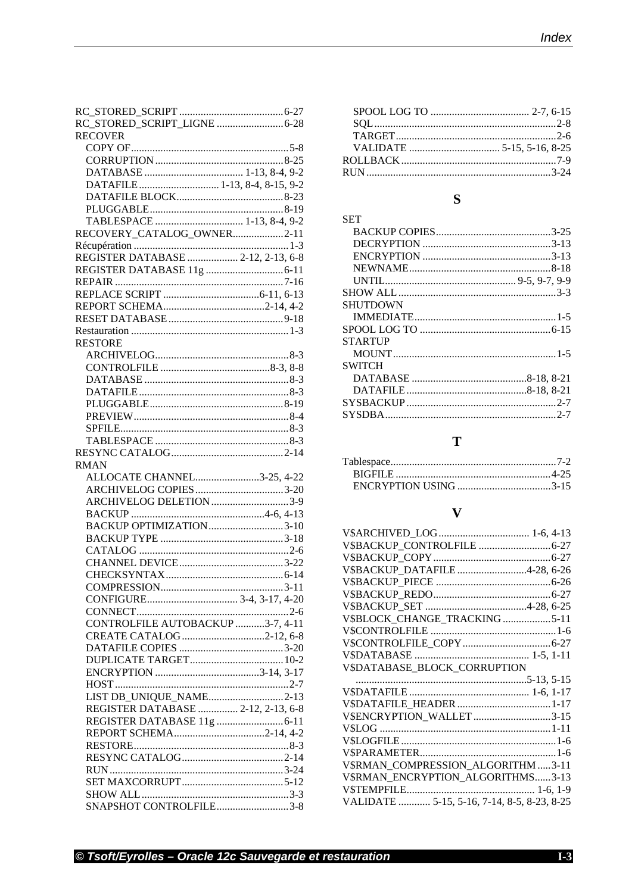RC_STORED_SCRIPT ....................................... 6-27
RC_STORED_SCRIPT_LIGNE ......................... 6-28
RECOVER
- COPY OF........................................................ 5-8
- CORRUPTION ............................................... 8-25
- DATABASE .................................... 1-13, 8-4, 9-2
- DATAFILE ............................. 1-13, 8-4, 8-15, 9-2
- DATAFILE BLOCK....................................... 8-23
- PLUGGABLE................................................ 8-19
- TABLESPACE ................................ 1-13, 8-4, 9-2

RECOVERY_CATALOG_OWNER.................. 2-11
Récupération ........................................................ 1-3
REGISTER DATABASE .................. 2-12, 2-13, 6-8
REGISTER DATABASE 11g ............................ 6-11
REPAIR .............................................................. 7-16
REPLACE SCRIPT ...................................6-11, 6-13
REPORT SCHEMA......................................2-14, 4-2
RESET DATABASE .......................................... 9-18
Restauration .......................................................... 1-3
RESTORE
- ARCHIVELOG................................................. 8-3
- CONTROLFILE ........................................8-3, 8-8
- DATABASE ..................................................... 8-3
- DATAFILE ....................................................... 8-3
- PLUGGABLE................................................. 8-19
- PREVIEW......................................................... 8-4
- SPFILE.............................................................. 8-3
- TABLESPACE ................................................. 8-3

RESYNC CATALOG.......................................... 2-14
RMAN
- ALLOCATE CHANNEL........................3-25, 4-22
- ARCHIVELOG COPIES ................................ 3-20
- ARCHIVELOG DELETION............................ 3-9
- BACKUP .................................................4-6, 4-13
- BACKUP OPTIMIZATION........................... 3-10
- BACKUP TYPE ............................................. 3-18
- CATALOG ....................................................... 2-6
- CHANNEL DEVICE...................................... 3-22
- CHECKSYNTAX........................................... 6-14
- COMPRESSION............................................. 3-11
- CONFIGURE................................. 3-4, 3-17, 4-20
- CONNECT........................................................ 2-6
- CONTROLFILE AUTOBACKUP ...........3-7, 4-11
- CREATE CATALOG ...............................2-12, 6-8
- DATAFILE COPIES ...................................... 3-20
- DUPLICATE TARGET.................................. 10-2
- ENCRYPTION ......................................3-14, 3-17
- HOST ................................................................ 2-7
- LIST DB_UNIQUE_NAME........................... 2-13
- REGISTER DATABASE ............... 2-12, 2-13, 6-8
- REGISTER DATABASE 11g ......................... 6-11
- REPORT SCHEMA..................................2-14, 4-2
- RESTORE.......................................................... 8-3
- RESYNC CATALOG..................................... 2-14
- RUN ................................................................ 3-24
- SET MAXCORRUPT..................................... 5-12
- SHOW ALL ...................................................... 3-3
- SNAPSHOT CONTROLFILE.......................... 3-8
- SPOOL LOG TO ..................................... 2-7, 6-15
- SQL.................................................................... 2-8
- TARGET............................................................ 2-6
- VALIDATE .................................. 5-15, 5-16, 8-25

ROLLBACK ......................................................... 7-9
RUN .................................................................... 3-24

## S

SET
- BACKUP COPIES.......................................... 3-25
- DECRYPTION ............................................... 3-13
- ENCRYPTION ............................................... 3-13
- NEWNAME.................................................... 8-18
- UNTIL................................................. 9-5, 9-7, 9-9

SHOW ALL .......................................................... 3-3
SHUTDOWN
- IMMEDIATE.................................................... 1-5

SPOOL LOG TO ................................................ 6-15
STARTUP
- MOUNT............................................................ 1-5

SWITCH
- DATABASE ...........................................8-18, 8-21
- DATAFILE ............................................8-18, 8-21

SYSBACKUP ....................................................... 2-7
SYSDBA............................................................... 2-7

## T

Tablespace............................................................ 7-2
- BIGFILE ......................................................... 4-25
- ENCRYPTION USING .................................. 3-15

## V

V$ARCHIVED_LOG ................................. 1-6, 4-13
V$BACKUP_CONTROLFILE .......................... 6-27
V$BACKUP_COPY ........................................... 6-27
V$BACKUP_DATAFILE .........................4-28, 6-26
V$BACKUP_PIECE .......................................... 6-26
V$BACKUP_REDO........................................... 6-27
V$BACKUP_SET .....................................4-28, 6-25
V$BLOCK_CHANGE_TRACKING ................. 5-11
V$CONTROLFILE .............................................. 1-6
V$CONTROLFILE_COPY ................................ 6-27
V$DATABASE .......................................... 1-5, 1-11
V$DATABASE_BLOCK_CORRUPTION
................................................................5-13, 5-15
V$DATAFILE ............................................ 1-6, 1-17
V$DATAFILE_HEADER .................................. 1-17
V$ENCRYPTION_WALLET ............................ 3-15
V$LOG ............................................................... 1-11
V$LOGFILE ......................................................... 1-6
V$PARAMETER.................................................. 1-6
V$RMAN_COMPRESSION_ALGORITHM ..... 3-11
V$RMAN_ENCRYPTION_ALGORITHMS...... 3-13
V$TEMPFILE............................................... 1-6, 1-9
VALIDATE ............ 5-15, 5-16, 7-14, 8-5, 8-23, 8-25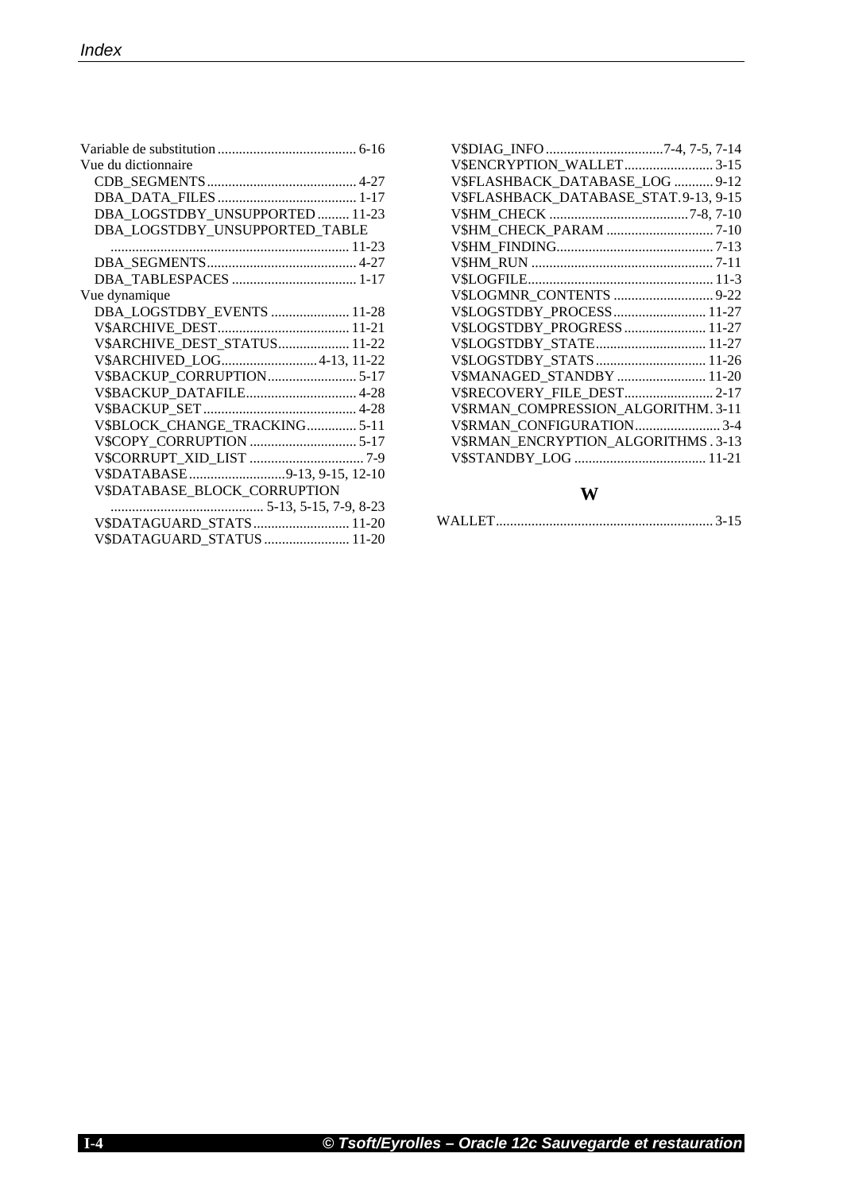Variable de substitution ....................................... 6-16

Vue du dictionnaire

- CDB_SEGMENTS.......................................... 4-27
- DBA_DATA_FILES ....................................... 1-17
- DBA_LOGSTDBY_UNSUPPORTED ......... 11-23
- DBA_LOGSTDBY_UNSUPPORTED_TABLE .................................................................. 11-23
- DBA_SEGMENTS.......................................... 4-27
- DBA_TABLESPACES ................................... 1-17

Vue dynamique

- DBA_LOGSTDBY_EVENTS ...................... 11-28
- V$ARCHIVE_DEST..................................... 11-21
- V$ARCHIVE_DEST_STATUS.................... 11-22
- V$ARCHIVED_LOG........................... 4-13, 11-22
- V$BACKUP_CORRUPTION......................... 5-17
- V$BACKUP_DATAFILE............................... 4-28
- V$BACKUP_SET........................................... 4-28
- V$BLOCK_CHANGE_TRACKING............. 5-11
- V$COPY_CORRUPTION .............................. 5-17
- V$CORRUPT_XID_LIST ................................ 7-9
- V$DATABASE...........................9-13, 9-15, 12-10
- V$DATABASE_BLOCK_CORRUPTION ........................................... 5-13, 5-15, 7-9, 8-23
- V$DATAGUARD_STATS........................... 11-20
- V$DATAGUARD_STATUS........................ 11-20
- V$DIAG_INFO.................................7-4, 7-5, 7-14
- V$ENCRYPTION_WALLET......................... 3-15
- V$FLASHBACK_DATABASE_LOG ........... 9-12
- V$FLASHBACK_DATABASE_STAT.9-13, 9-15
- V$HM_CHECK .......................................7-8, 7-10
- V$HM_CHECK_PARAM .............................. 7-10
- V$HM_FINDING............................................ 7-13
- V$HM_RUN ................................................... 7-11
- V$LOGFILE.................................................... 11-3
- V$LOGMNR_CONTENTS ............................ 9-22
- V$LOGSTDBY_PROCESS.......................... 11-27
- V$LOGSTDBY_PROGRESS....................... 11-27
- V$LOGSTDBY_STATE............................... 11-27
- V$LOGSTDBY_STATS............................... 11-26
- V$MANAGED_STANDBY ......................... 11-20
- V$RECOVERY_FILE_DEST......................... 2-17
- V$RMAN_COMPRESSION_ALGORITHM. 3-11
- V$RMAN_CONFIGURATION........................ 3-4
- V$RMAN_ENCRYPTION_ALGORITHMS . 3-13
- V$STANDBY_LOG ..................................... 11-21

## W

WALLET............................................................. 3-15